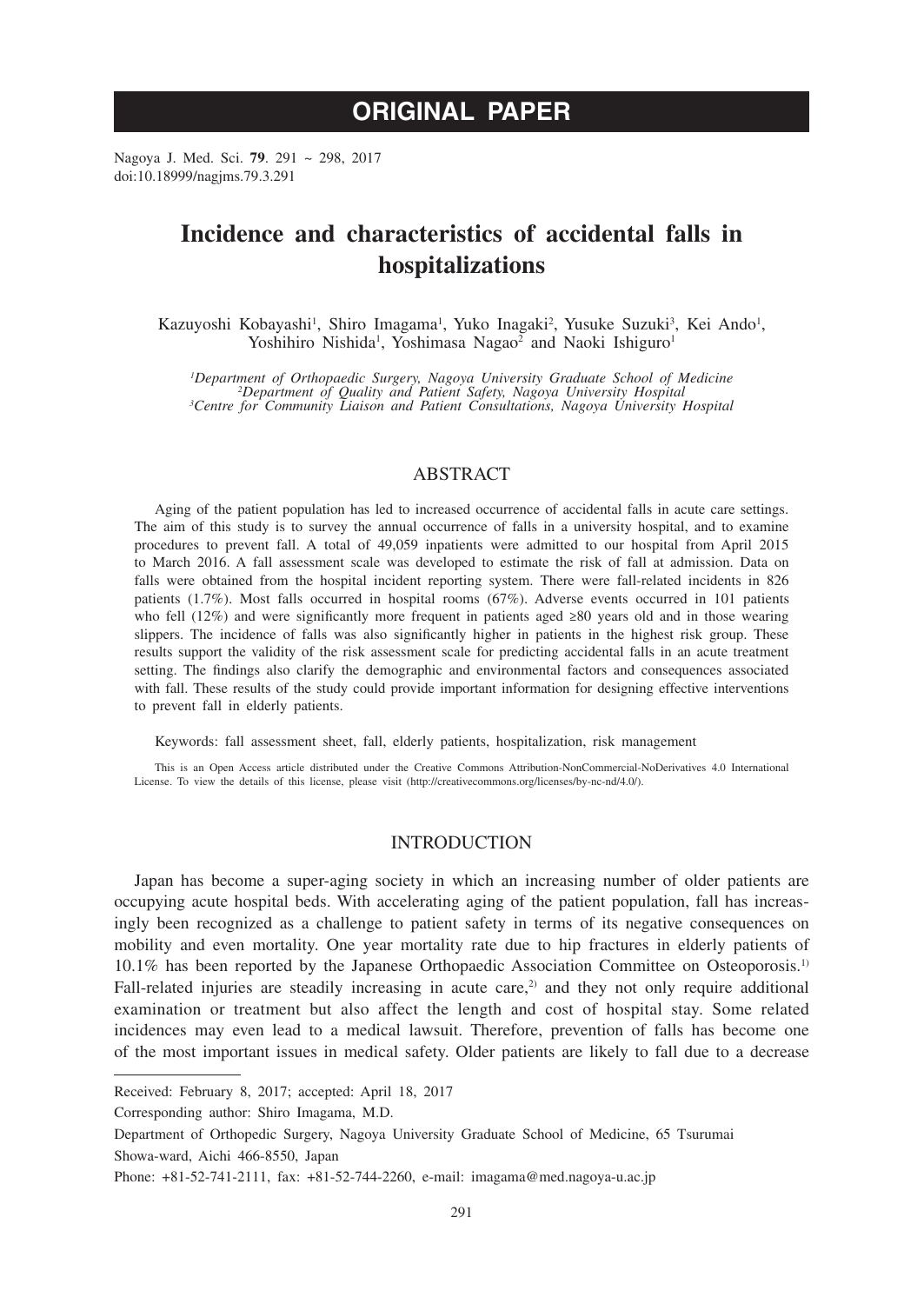# ORIGINAL PAPER

Nagoya J. Med. Sci. **79**. 291 ~ 298, 2017
doi:10.18999/nagjms.79.3.291

# Incidence and characteristics of accidental falls in hospitalizations

Kazuyoshi Kobayashi[1], Shiro Imagama[1], Yuko Inagaki[2], Yusuke Suzuki[3], Kei Ando[1], Yoshihiro Nishida[1], Yoshimasa Nagao[2] and Naoki Ishiguro[1]

*[1]Department of Orthopaedic Surgery, Nagoya University Graduate School of Medicine*
*[2]Department of Quality and Patient Safety, Nagoya University Hospital*
*[3]Centre for Community Liaison and Patient Consultations, Nagoya University Hospital*

## ABSTRACT

Aging of the patient population has led to increased occurrence of accidental falls in acute care settings. The aim of this study is to survey the annual occurrence of falls in a university hospital, and to examine procedures to prevent fall. A total of 49,059 inpatients were admitted to our hospital from April 2015 to March 2016. A fall assessment scale was developed to estimate the risk of fall at admission. Data on falls were obtained from the hospital incident reporting system. There were fall-related incidents in 826 patients (1.7%). Most falls occurred in hospital rooms (67%). Adverse events occurred in 101 patients who fell (12%) and were significantly more frequent in patients aged ≥80 years old and in those wearing slippers. The incidence of falls was also significantly higher in patients in the highest risk group. These results support the validity of the risk assessment scale for predicting accidental falls in an acute treatment setting. The findings also clarify the demographic and environmental factors and consequences associated with fall. These results of the study could provide important information for designing effective interventions to prevent fall in elderly patients.

Keywords: fall assessment sheet, fall, elderly patients, hospitalization, risk management

This is an Open Access article distributed under the Creative Commons Attribution-NonCommercial-NoDerivatives 4.0 International License. To view the details of this license, please visit (http://creativecommons.org/licenses/by-nc-nd/4.0/).

## INTRODUCTION

Japan has become a super-aging society in which an increasing number of older patients are occupying acute hospital beds. With accelerating aging of the patient population, fall has increasingly been recognized as a challenge to patient safety in terms of its negative consequences on mobility and even mortality. One year mortality rate due to hip fractures in elderly patients of 10.1% has been reported by the Japanese Orthopaedic Association Committee on Osteoporosis.[1] Fall-related injuries are steadily increasing in acute care,[2] and they not only require additional examination or treatment but also affect the length and cost of hospital stay. Some related incidences may even lead to a medical lawsuit. Therefore, prevention of falls has become one of the most important issues in medical safety. Older patients are likely to fall due to a decrease

---

Received: February 8, 2017; accepted: April 18, 2017

Corresponding author: Shiro Imagama, M.D.

Department of Orthopedic Surgery, Nagoya University Graduate School of Medicine, 65 Tsurumai Showa-ward, Aichi 466-8550, Japan

Phone: +81-52-741-2111, fax: +81-52-744-2260, e-mail: imagama@med.nagoya-u.ac.jp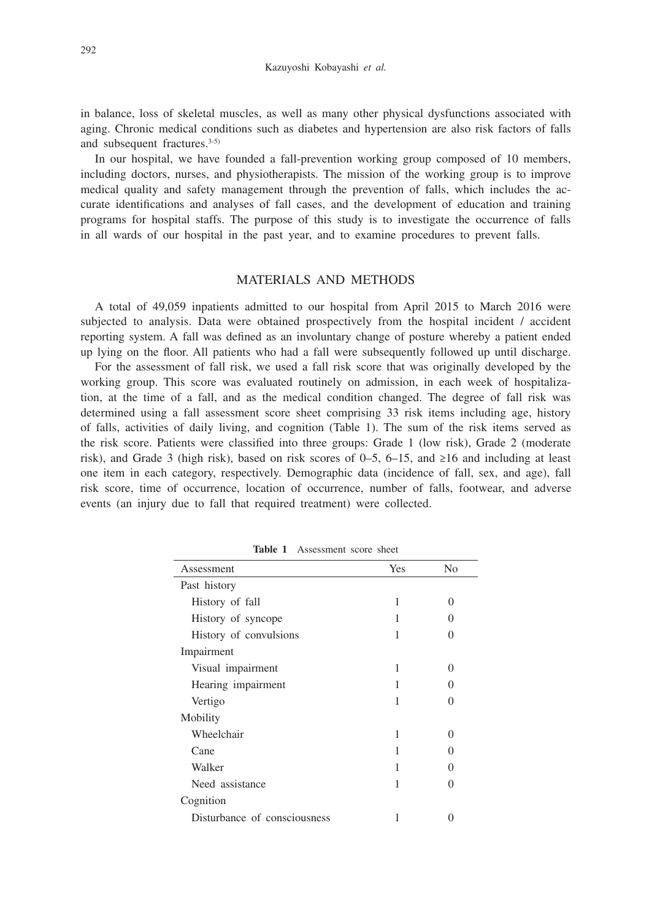in balance, loss of skeletal muscles, as well as many other physical dysfunctions associated with aging. Chronic medical conditions such as diabetes and hypertension are also risk factors of falls and subsequent fractures.[3-5)]

In our hospital, we have founded a fall-prevention working group composed of 10 members, including doctors, nurses, and physiotherapists. The mission of the working group is to improve medical quality and safety management through the prevention of falls, which includes the accurate identifications and analyses of fall cases, and the development of education and training programs for hospital staffs. The purpose of this study is to investigate the occurrence of falls in all wards of our hospital in the past year, and to examine procedures to prevent falls.

## MATERIALS AND METHODS

A total of 49,059 inpatients admitted to our hospital from April 2015 to March 2016 were subjected to analysis. Data were obtained prospectively from the hospital incident / accident reporting system. A fall was defined as an involuntary change of posture whereby a patient ended up lying on the floor. All patients who had a fall were subsequently followed up until discharge.

For the assessment of fall risk, we used a fall risk score that was originally developed by the working group. This score was evaluated routinely on admission, in each week of hospitalization, at the time of a fall, and as the medical condition changed. The degree of fall risk was determined using a fall assessment score sheet comprising 33 risk items including age, history of falls, activities of daily living, and cognition (Table 1). The sum of the risk items served as the risk score. Patients were classified into three groups: Grade 1 (low risk), Grade 2 (moderate risk), and Grade 3 (high risk), based on risk scores of 0–5, 6–15, and ≥16 and including at least one item in each category, respectively. Demographic data (incidence of fall, sex, and age), fall risk score, time of occurrence, location of occurrence, number of falls, footwear, and adverse events (an injury due to fall that required treatment) were collected.

**Table 1** Assessment score sheet

| Assessment | Yes | No |
|---|---|---|
| Past history | | |
| History of fall | 1 | 0 |
| History of syncope | 1 | 0 |
| History of convulsions | 1 | 0 |
| Impairment | | |
| Visual impairment | 1 | 0 |
| Hearing impairment | 1 | 0 |
| Vertigo | 1 | 0 |
| Mobility | | |
| Wheelchair | 1 | 0 |
| Cane | 1 | 0 |
| Walker | 1 | 0 |
| Need assistance | 1 | 0 |
| Cognition | | |
| Disturbance of consciousness | 1 | 0 |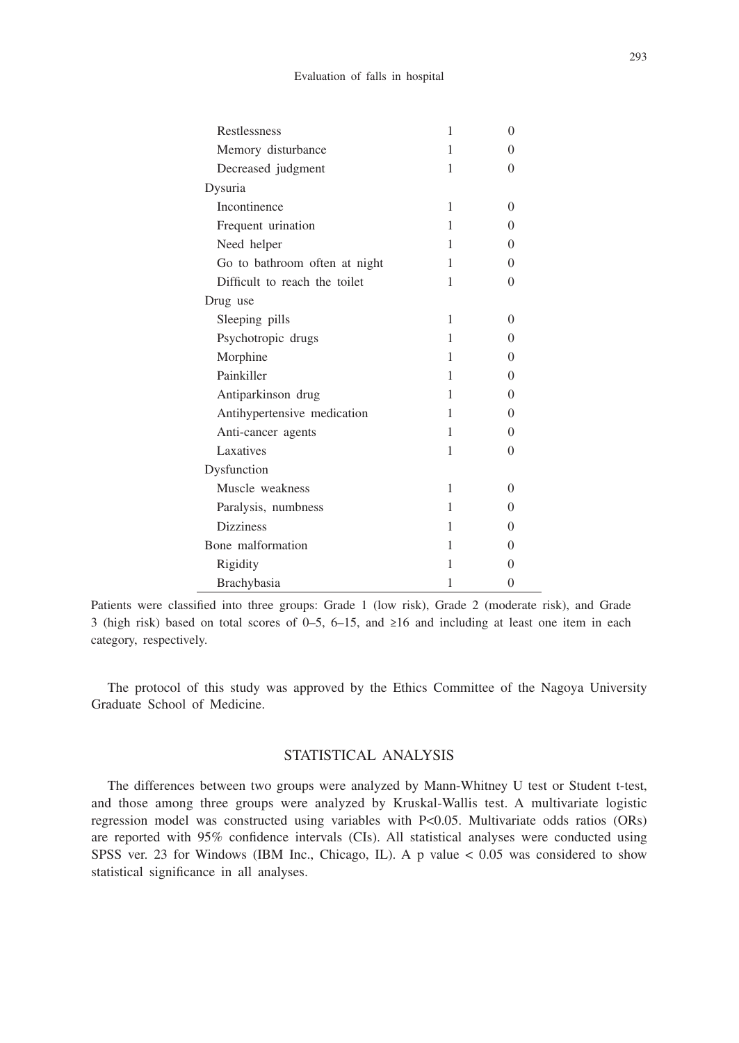| | | |
|---|---|---|
| Restlessness | 1 | 0 |
| Memory disturbance | 1 | 0 |
| Decreased judgment | 1 | 0 |
| Dysuria | | |
| Incontinence | 1 | 0 |
| Frequent urination | 1 | 0 |
| Need helper | 1 | 0 |
| Go to bathroom often at night | 1 | 0 |
| Difficult to reach the toilet | 1 | 0 |
| Drug use | | |
| Sleeping pills | 1 | 0 |
| Psychotropic drugs | 1 | 0 |
| Morphine | 1 | 0 |
| Painkiller | 1 | 0 |
| Antiparkinson drug | 1 | 0 |
| Antihypertensive medication | 1 | 0 |
| Anti-cancer agents | 1 | 0 |
| Laxatives | 1 | 0 |
| Dysfunction | | |
| Muscle weakness | 1 | 0 |
| Paralysis, numbness | 1 | 0 |
| Dizziness | 1 | 0 |
| Bone malformation | 1 | 0 |
| Rigidity | 1 | 0 |
| Brachybasia | 1 | 0 |

Patients were classified into three groups: Grade 1 (low risk), Grade 2 (moderate risk), and Grade 3 (high risk) based on total scores of 0–5, 6–15, and ≥16 and including at least one item in each category, respectively.

The protocol of this study was approved by the Ethics Committee of the Nagoya University Graduate School of Medicine.

## STATISTICAL ANALYSIS

The differences between two groups were analyzed by Mann-Whitney U test or Student t-test, and those among three groups were analyzed by Kruskal-Wallis test. A multivariate logistic regression model was constructed using variables with $P<0.05$. Multivariate odds ratios (ORs) are reported with 95% confidence intervals (CIs). All statistical analyses were conducted using SPSS ver. 23 for Windows (IBM Inc., Chicago, IL). A p value $< 0.05$ was considered to show statistical significance in all analyses.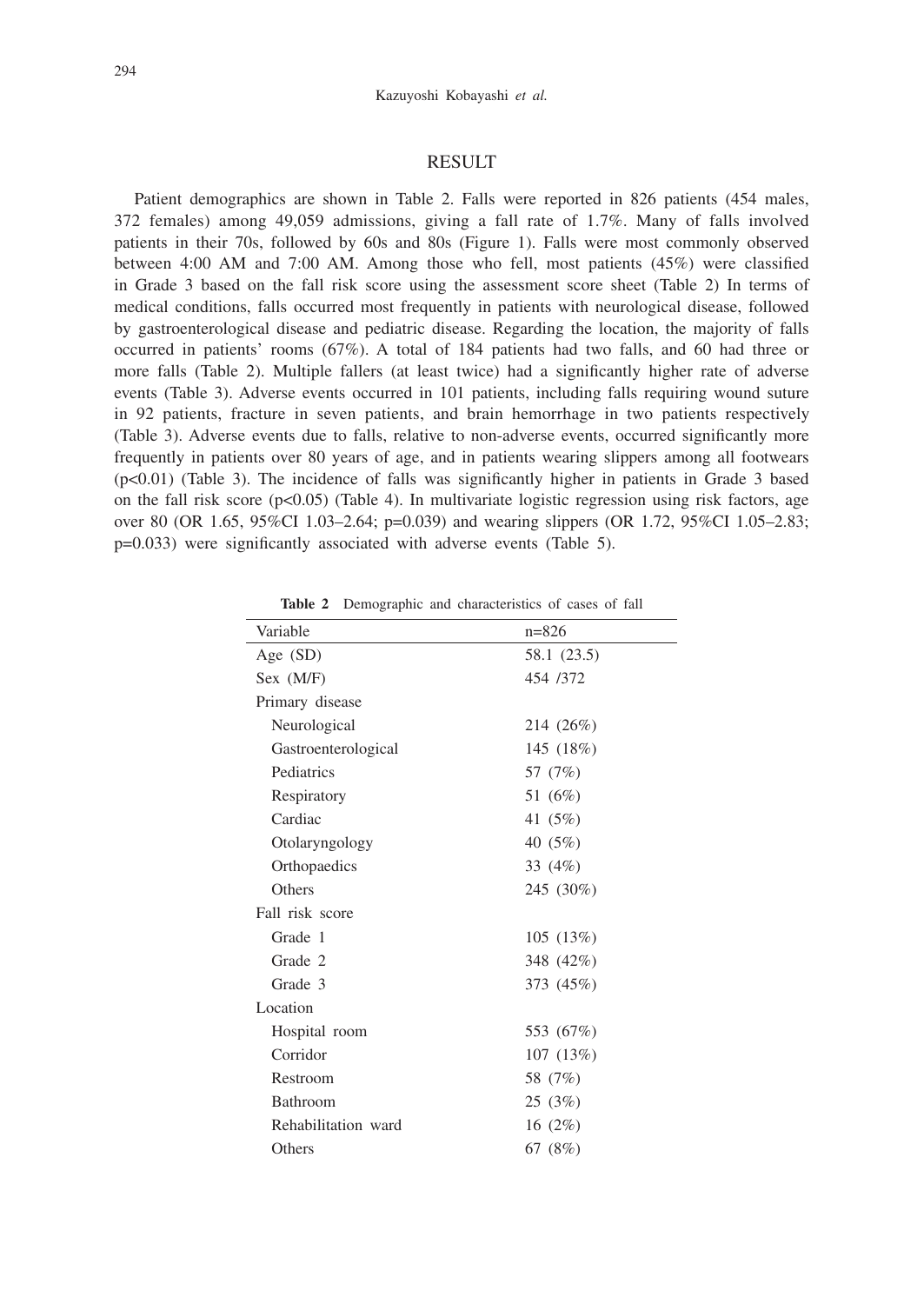## RESULT

Patient demographics are shown in Table 2. Falls were reported in 826 patients (454 males, 372 females) among 49,059 admissions, giving a fall rate of 1.7%. Many of falls involved patients in their 70s, followed by 60s and 80s (Figure 1). Falls were most commonly observed between 4:00 AM and 7:00 AM. Among those who fell, most patients (45%) were classified in Grade 3 based on the fall risk score using the assessment score sheet (Table 2) In terms of medical conditions, falls occurred most frequently in patients with neurological disease, followed by gastroenterological disease and pediatric disease. Regarding the location, the majority of falls occurred in patients' rooms (67%). A total of 184 patients had two falls, and 60 had three or more falls (Table 2). Multiple fallers (at least twice) had a significantly higher rate of adverse events (Table 3). Adverse events occurred in 101 patients, including falls requiring wound suture in 92 patients, fracture in seven patients, and brain hemorrhage in two patients respectively (Table 3). Adverse events due to falls, relative to non-adverse events, occurred significantly more frequently in patients over 80 years of age, and in patients wearing slippers among all footwears ($p<0.01$) (Table 3). The incidence of falls was significantly higher in patients in Grade 3 based on the fall risk score ($p<0.05$) (Table 4). In multivariate logistic regression using risk factors, age over 80 (OR 1.65, 95%CI 1.03–2.64; p=0.039) and wearing slippers (OR 1.72, 95%CI 1.05–2.83; p=0.033) were significantly associated with adverse events (Table 5).

**Table 2** Demographic and characteristics of cases of fall

| Variable | n=826 |
|---|---|
| Age (SD) | 58.1 (23.5) |
| Sex (M/F) | 454 /372 |
| Primary disease | |
| Neurological | 214 (26%) |
| Gastroenterological | 145 (18%) |
| Pediatrics | 57 (7%) |
| Respiratory | 51 (6%) |
| Cardiac | 41 (5%) |
| Otolaryngology | 40 (5%) |
| Orthopaedics | 33 (4%) |
| Others | 245 (30%) |
| Fall risk score | |
| Grade 1 | 105 (13%) |
| Grade 2 | 348 (42%) |
| Grade 3 | 373 (45%) |
| Location | |
| Hospital room | 553 (67%) |
| Corridor | 107 (13%) |
| Restroom | 58 (7%) |
| Bathroom | 25 (3%) |
| Rehabilitation ward | 16 (2%) |
| Others | 67 (8%) |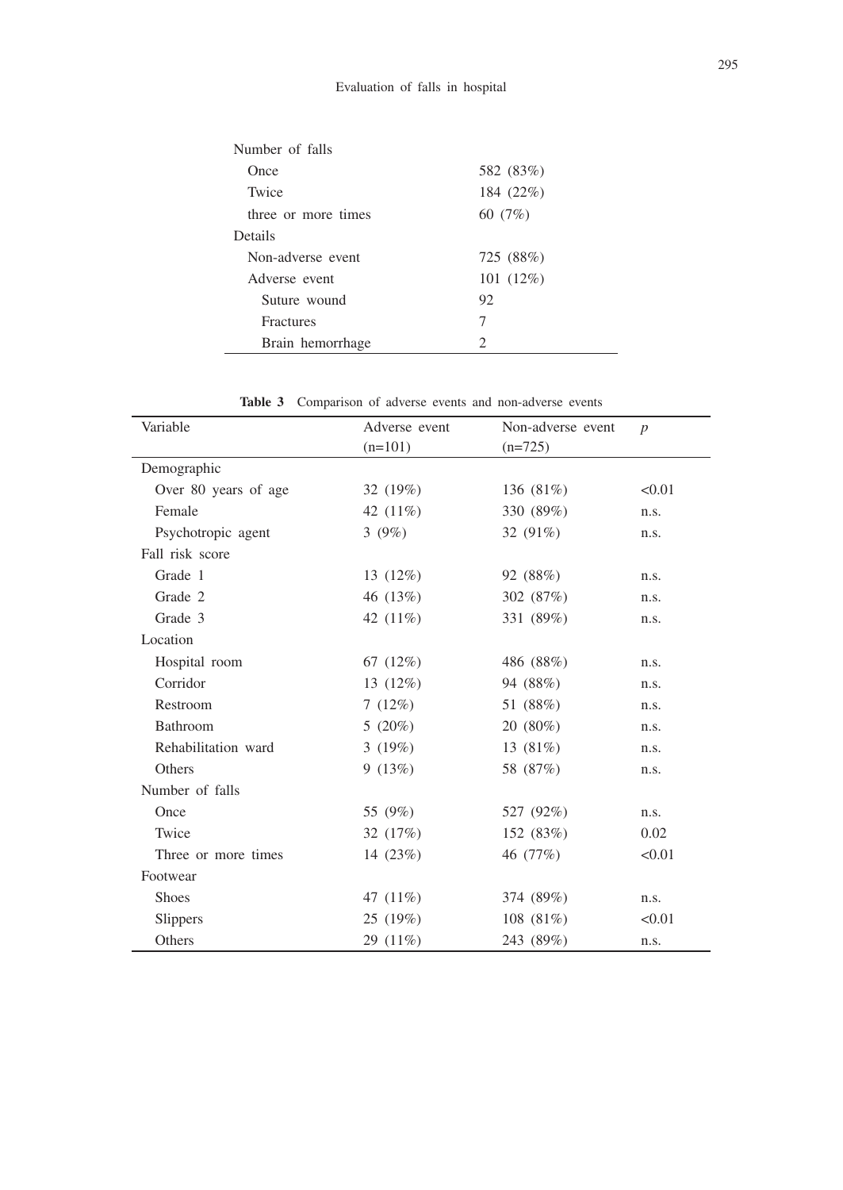| | |
|---|---|
| Number of falls | |
| Once | 582 (83%) |
| Twice | 184 (22%) |
| three or more times | 60 (7%) |
| Details | |
| Non-adverse event | 725 (88%) |
| Adverse event | 101 (12%) |
| Suture wound | 92 |
| Fractures | 7 |
| Brain hemorrhage | 2 |

**Table 3** Comparison of adverse events and non-adverse events

| Variable | Adverse event (n=101) | Non-adverse event (n=725) | $p$ |
|---|---|---|---|
| Demographic | | | |
| Over 80 years of age | 32 (19%) | 136 (81%) | <0.01 |
| Female | 42 (11%) | 330 (89%) | n.s. |
| Psychotropic agent | 3 (9%) | 32 (91%) | n.s. |
| Fall risk score | | | |
| Grade 1 | 13 (12%) | 92 (88%) | n.s. |
| Grade 2 | 46 (13%) | 302 (87%) | n.s. |
| Grade 3 | 42 (11%) | 331 (89%) | n.s. |
| Location | | | |
| Hospital room | 67 (12%) | 486 (88%) | n.s. |
| Corridor | 13 (12%) | 94 (88%) | n.s. |
| Restroom | 7 (12%) | 51 (88%) | n.s. |
| Bathroom | 5 (20%) | 20 (80%) | n.s. |
| Rehabilitation ward | 3 (19%) | 13 (81%) | n.s. |
| Others | 9 (13%) | 58 (87%) | n.s. |
| Number of falls | | | |
| Once | 55 (9%) | 527 (92%) | n.s. |
| Twice | 32 (17%) | 152 (83%) | 0.02 |
| Three or more times | 14 (23%) | 46 (77%) | <0.01 |
| Footwear | | | |
| Shoes | 47 (11%) | 374 (89%) | n.s. |
| Slippers | 25 (19%) | 108 (81%) | <0.01 |
| Others | 29 (11%) | 243 (89%) | n.s. |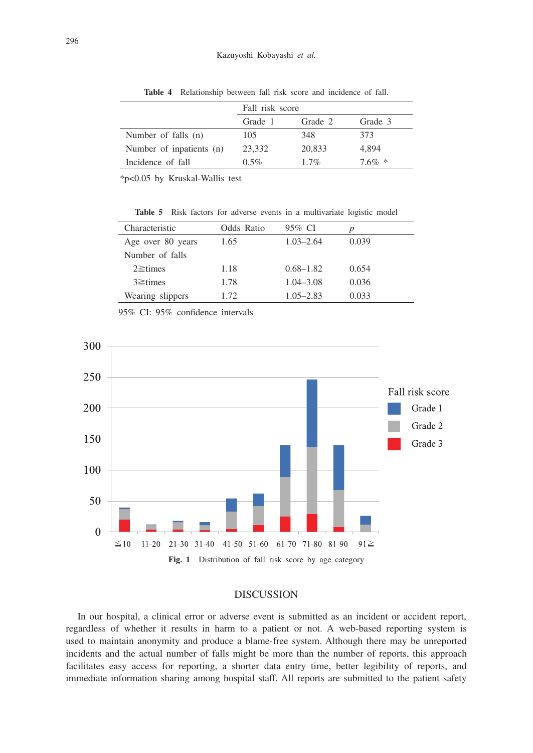**Table 4** Relationship between fall risk score and incidence of fall.

| | Fall risk score | | |
|---|---|---|---|
| | Grade 1 | Grade 2 | Grade 3 |
| Number of falls (n) | 105 | 348 | 373 |
| Number of inpatients (n) | 23,332 | 20,833 | 4,894 |
| Incidence of fall | 0.5% | 1.7% | 7.6% * |

*p<0.05 by Kruskal-Wallis test

**Table 5** Risk factors for adverse events in a multivariate logistic model

| Characteristic | Odds Ratio | 95% CI | *p* |
|---|---|---|---|
| Age over 80 years | 1.65 | 1.03–2.64 | 0.039 |
| Number of falls | | | |
| 2≧times | 1.18 | 0.68–1.82 | 0.654 |
| 3≧times | 1.78 | 1.04–3.08 | 0.036 |
| Wearing slippers | 1.72 | 1.05–2.83 | 0.033 |

95% CI: 95% confidence intervals

**Fig. 1** Distribution of fall risk score by age category

## DISCUSSION

In our hospital, a clinical error or adverse event is submitted as an incident or accident report, regardless of whether it results in harm to a patient or not. A web-based reporting system is used to maintain anonymity and produce a blame-free system. Although there may be unreported incidents and the actual number of falls might be more than the number of reports, this approach facilitates easy access for reporting, a shorter data entry time, better legibility of reports, and immediate information sharing among hospital staff. All reports are submitted to the patient safety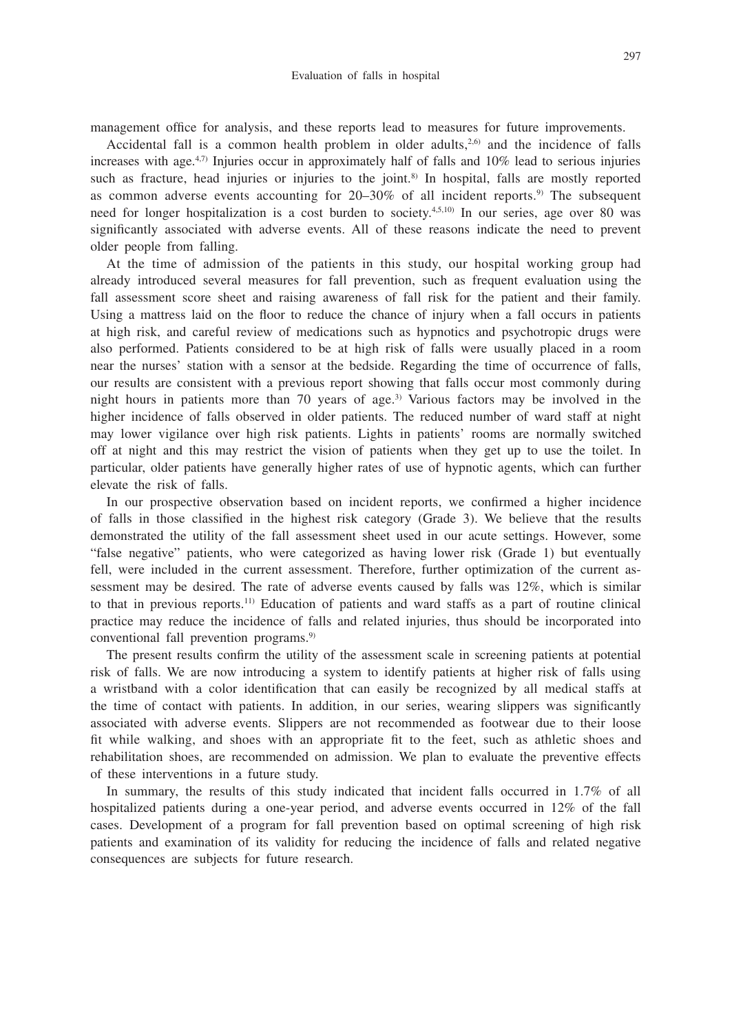management office for analysis, and these reports lead to measures for future improvements.

Accidental fall is a common health problem in older adults,[2,6] and the incidence of falls increases with age.[4,7] Injuries occur in approximately half of falls and 10% lead to serious injuries such as fracture, head injuries or injuries to the joint.[8] In hospital, falls are mostly reported as common adverse events accounting for 20–30% of all incident reports.[9] The subsequent need for longer hospitalization is a cost burden to society.[4,5,10] In our series, age over 80 was significantly associated with adverse events. All of these reasons indicate the need to prevent older people from falling.

At the time of admission of the patients in this study, our hospital working group had already introduced several measures for fall prevention, such as frequent evaluation using the fall assessment score sheet and raising awareness of fall risk for the patient and their family. Using a mattress laid on the floor to reduce the chance of injury when a fall occurs in patients at high risk, and careful review of medications such as hypnotics and psychotropic drugs were also performed. Patients considered to be at high risk of falls were usually placed in a room near the nurses' station with a sensor at the bedside. Regarding the time of occurrence of falls, our results are consistent with a previous report showing that falls occur most commonly during night hours in patients more than 70 years of age.[3] Various factors may be involved in the higher incidence of falls observed in older patients. The reduced number of ward staff at night may lower vigilance over high risk patients. Lights in patients' rooms are normally switched off at night and this may restrict the vision of patients when they get up to use the toilet. In particular, older patients have generally higher rates of use of hypnotic agents, which can further elevate the risk of falls.

In our prospective observation based on incident reports, we confirmed a higher incidence of falls in those classified in the highest risk category (Grade 3). We believe that the results demonstrated the utility of the fall assessment sheet used in our acute settings. However, some "false negative" patients, who were categorized as having lower risk (Grade 1) but eventually fell, were included in the current assessment. Therefore, further optimization of the current assessment may be desired. The rate of adverse events caused by falls was 12%, which is similar to that in previous reports.[11] Education of patients and ward staffs as a part of routine clinical practice may reduce the incidence of falls and related injuries, thus should be incorporated into conventional fall prevention programs.[9]

The present results confirm the utility of the assessment scale in screening patients at potential risk of falls. We are now introducing a system to identify patients at higher risk of falls using a wristband with a color identification that can easily be recognized by all medical staffs at the time of contact with patients. In addition, in our series, wearing slippers was significantly associated with adverse events. Slippers are not recommended as footwear due to their loose fit while walking, and shoes with an appropriate fit to the feet, such as athletic shoes and rehabilitation shoes, are recommended on admission. We plan to evaluate the preventive effects of these interventions in a future study.

In summary, the results of this study indicated that incident falls occurred in 1.7% of all hospitalized patients during a one-year period, and adverse events occurred in 12% of the fall cases. Development of a program for fall prevention based on optimal screening of high risk patients and examination of its validity for reducing the incidence of falls and related negative consequences are subjects for future research.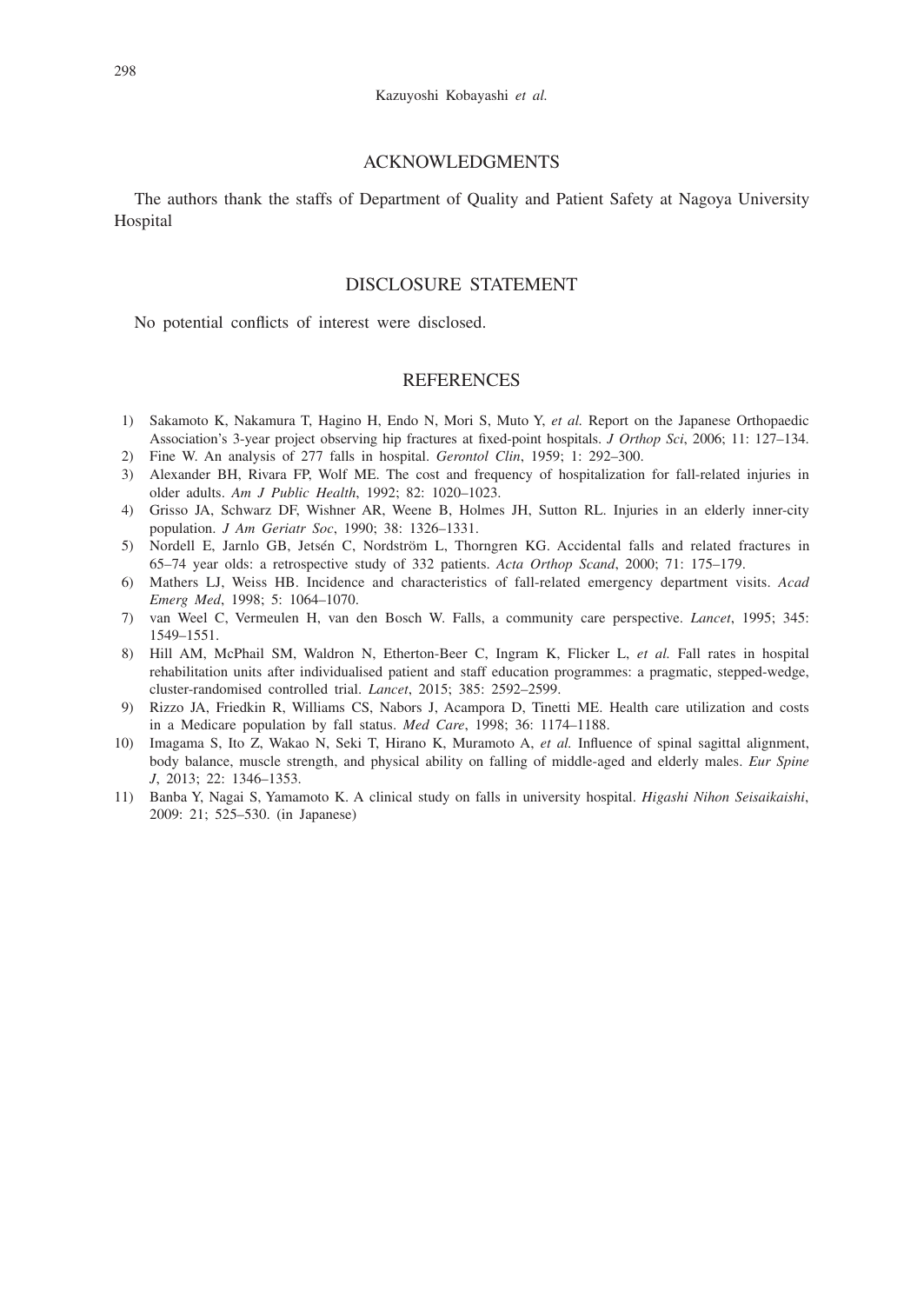## ACKNOWLEDGMENTS

The authors thank the staffs of Department of Quality and Patient Safety at Nagoya University Hospital

## DISCLOSURE STATEMENT

No potential conflicts of interest were disclosed.

## REFERENCES

1) Sakamoto K, Nakamura T, Hagino H, Endo N, Mori S, Muto Y, *et al.* Report on the Japanese Orthopaedic Association's 3-year project observing hip fractures at fixed-point hospitals. *J Orthop Sci*, 2006; 11: 127–134.
2) Fine W. An analysis of 277 falls in hospital. *Gerontol Clin*, 1959; 1: 292–300.
3) Alexander BH, Rivara FP, Wolf ME. The cost and frequency of hospitalization for fall-related injuries in older adults. *Am J Public Health*, 1992; 82: 1020–1023.
4) Grisso JA, Schwarz DF, Wishner AR, Weene B, Holmes JH, Sutton RL. Injuries in an elderly inner-city population. *J Am Geriatr Soc*, 1990; 38: 1326–1331.
5) Nordell E, Jarnlo GB, Jetsén C, Nordström L, Thorngren KG. Accidental falls and related fractures in 65–74 year olds: a retrospective study of 332 patients. *Acta Orthop Scand*, 2000; 71: 175–179.
6) Mathers LJ, Weiss HB. Incidence and characteristics of fall-related emergency department visits. *Acad Emerg Med*, 1998; 5: 1064–1070.
7) van Weel C, Vermeulen H, van den Bosch W. Falls, a community care perspective. *Lancet*, 1995; 345: 1549–1551.
8) Hill AM, McPhail SM, Waldron N, Etherton-Beer C, Ingram K, Flicker L, *et al.* Fall rates in hospital rehabilitation units after individualised patient and staff education programmes: a pragmatic, stepped-wedge, cluster-randomised controlled trial. *Lancet*, 2015; 385: 2592–2599.
9) Rizzo JA, Friedkin R, Williams CS, Nabors J, Acampora D, Tinetti ME. Health care utilization and costs in a Medicare population by fall status. *Med Care*, 1998; 36: 1174–1188.
10) Imagama S, Ito Z, Wakao N, Seki T, Hirano K, Muramoto A, *et al.* Influence of spinal sagittal alignment, body balance, muscle strength, and physical ability on falling of middle-aged and elderly males. *Eur Spine J*, 2013; 22: 1346–1353.
11) Banba Y, Nagai S, Yamamoto K. A clinical study on falls in university hospital. *Higashi Nihon Seisaikaishi*, 2009: 21; 525–530. (in Japanese)